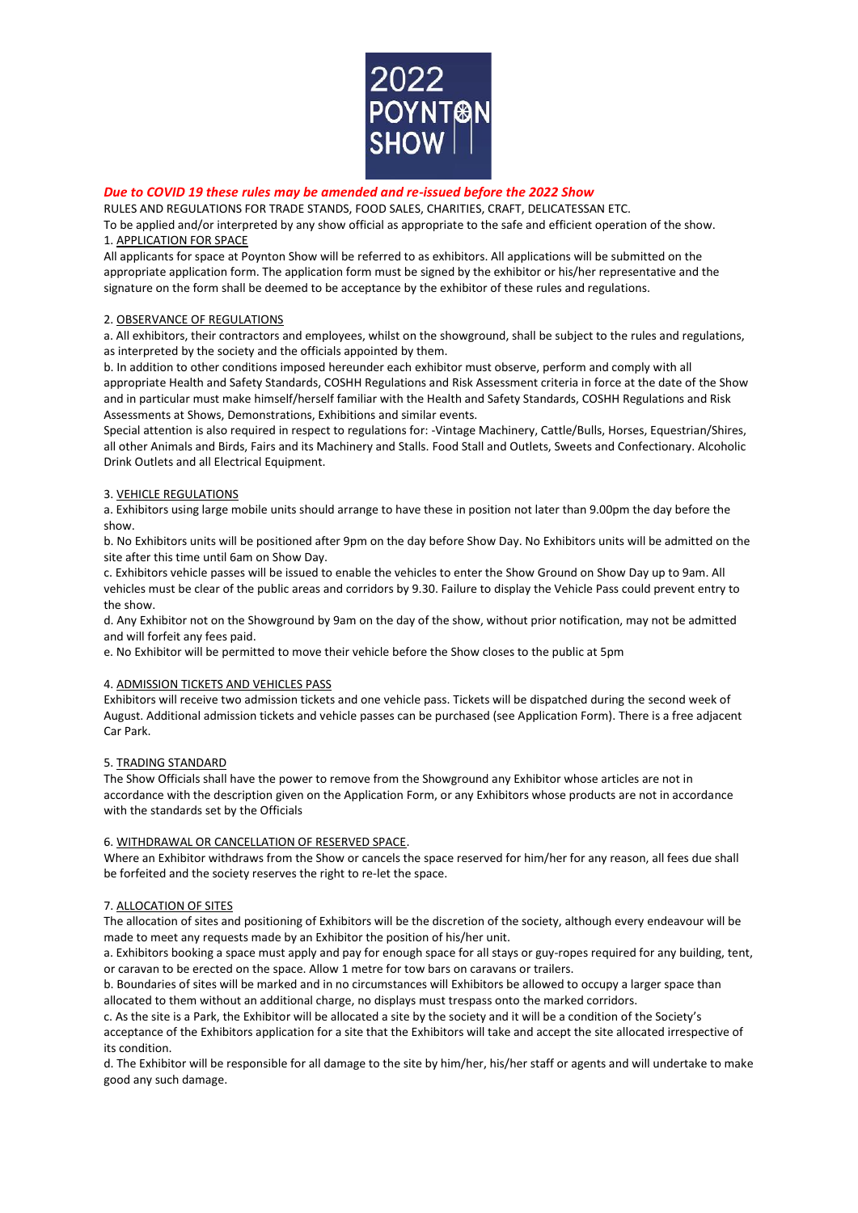2022 POYNTON SHOW

***Due to COVID 19 these rules may be amended and re-issued before the 2022 Show***

RULES AND REGULATIONS FOR TRADE STANDS, FOOD SALES, CHARITIES, CRAFT, DELICATESSAN ETC.

To be applied and/or interpreted by any show official as appropriate to the safe and efficient operation of the show.

1. APPLICATION FOR SPACE

All applicants for space at Poynton Show will be referred to as exhibitors. All applications will be submitted on the appropriate application form. The application form must be signed by the exhibitor or his/her representative and the signature on the form shall be deemed to be acceptance by the exhibitor of these rules and regulations.

2. OBSERVANCE OF REGULATIONS

a. All exhibitors, their contractors and employees, whilst on the showground, shall be subject to the rules and regulations, as interpreted by the society and the officials appointed by them.

b. In addition to other conditions imposed hereunder each exhibitor must observe, perform and comply with all appropriate Health and Safety Standards, COSHH Regulations and Risk Assessment criteria in force at the date of the Show and in particular must make himself/herself familiar with the Health and Safety Standards, COSHH Regulations and Risk Assessments at Shows, Demonstrations, Exhibitions and similar events.

Special attention is also required in respect to regulations for: -Vintage Machinery, Cattle/Bulls, Horses, Equestrian/Shires, all other Animals and Birds, Fairs and its Machinery and Stalls. Food Stall and Outlets, Sweets and Confectionary. Alcoholic Drink Outlets and all Electrical Equipment.

3. VEHICLE REGULATIONS

a. Exhibitors using large mobile units should arrange to have these in position not later than 9.00pm the day before the show.

b. No Exhibitors units will be positioned after 9pm on the day before Show Day. No Exhibitors units will be admitted on the site after this time until 6am on Show Day.

c. Exhibitors vehicle passes will be issued to enable the vehicles to enter the Show Ground on Show Day up to 9am. All vehicles must be clear of the public areas and corridors by 9.30. Failure to display the Vehicle Pass could prevent entry to the show.

d. Any Exhibitor not on the Showground by 9am on the day of the show, without prior notification, may not be admitted and will forfeit any fees paid.

e. No Exhibitor will be permitted to move their vehicle before the Show closes to the public at 5pm

4. ADMISSION TICKETS AND VEHICLES PASS

Exhibitors will receive two admission tickets and one vehicle pass. Tickets will be dispatched during the second week of August. Additional admission tickets and vehicle passes can be purchased (see Application Form). There is a free adjacent Car Park.

5. TRADING STANDARD

The Show Officials shall have the power to remove from the Showground any Exhibitor whose articles are not in accordance with the description given on the Application Form, or any Exhibitors whose products are not in accordance with the standards set by the Officials

6. WITHDRAWAL OR CANCELLATION OF RESERVED SPACE.

Where an Exhibitor withdraws from the Show or cancels the space reserved for him/her for any reason, all fees due shall be forfeited and the society reserves the right to re-let the space.

7. ALLOCATION OF SITES

The allocation of sites and positioning of Exhibitors will be the discretion of the society, although every endeavour will be made to meet any requests made by an Exhibitor the position of his/her unit.

a. Exhibitors booking a space must apply and pay for enough space for all stays or guy-ropes required for any building, tent, or caravan to be erected on the space. Allow 1 metre for tow bars on caravans or trailers.

b. Boundaries of sites will be marked and in no circumstances will Exhibitors be allowed to occupy a larger space than allocated to them without an additional charge, no displays must trespass onto the marked corridors.

c. As the site is a Park, the Exhibitor will be allocated a site by the society and it will be a condition of the Society's acceptance of the Exhibitors application for a site that the Exhibitors will take and accept the site allocated irrespective of its condition.

d. The Exhibitor will be responsible for all damage to the site by him/her, his/her staff or agents and will undertake to make good any such damage.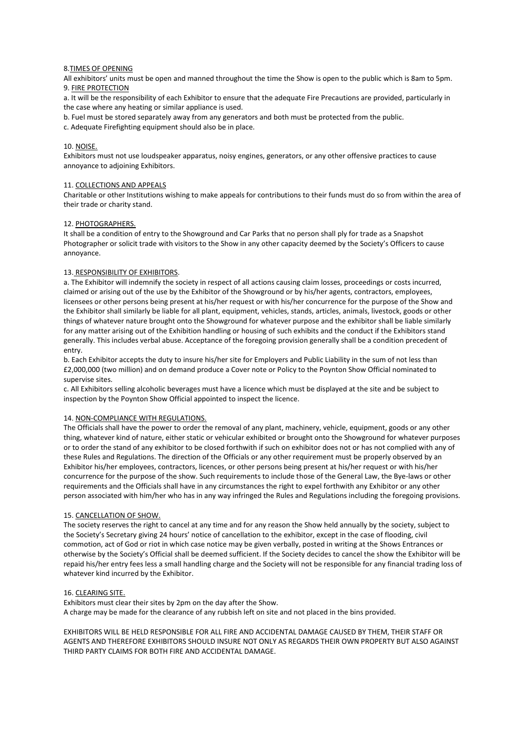8. TIMES OF OPENING

All exhibitors' units must be open and manned throughout the time the Show is open to the public which is 8am to 5pm.

9. FIRE PROTECTION

a. It will be the responsibility of each Exhibitor to ensure that the adequate Fire Precautions are provided, particularly in the case where any heating or similar appliance is used.

b. Fuel must be stored separately away from any generators and both must be protected from the public.

c. Adequate Firefighting equipment should also be in place.

10. NOISE.

Exhibitors must not use loudspeaker apparatus, noisy engines, generators, or any other offensive practices to cause annoyance to adjoining Exhibitors.

11. COLLECTIONS AND APPEALS

Charitable or other Institutions wishing to make appeals for contributions to their funds must do so from within the area of their trade or charity stand.

12. PHOTOGRAPHERS.

It shall be a condition of entry to the Showground and Car Parks that no person shall ply for trade as a Snapshot Photographer or solicit trade with visitors to the Show in any other capacity deemed by the Society's Officers to cause annoyance.

13. RESPONSIBILITY OF EXHIBITORS.

a. The Exhibitor will indemnify the society in respect of all actions causing claim losses, proceedings or costs incurred, claimed or arising out of the use by the Exhibitor of the Showground or by his/her agents, contractors, employees, licensees or other persons being present at his/her request or with his/her concurrence for the purpose of the Show and the Exhibitor shall similarly be liable for all plant, equipment, vehicles, stands, articles, animals, livestock, goods or other things of whatever nature brought onto the Showground for whatever purpose and the exhibitor shall be liable similarly for any matter arising out of the Exhibition handling or housing of such exhibits and the conduct if the Exhibitors stand generally. This includes verbal abuse. Acceptance of the foregoing provision generally shall be a condition precedent of entry.

b. Each Exhibitor accepts the duty to insure his/her site for Employers and Public Liability in the sum of not less than £2,000,000 (two million) and on demand produce a Cover note or Policy to the Poynton Show Official nominated to supervise sites.

c. All Exhibitors selling alcoholic beverages must have a licence which must be displayed at the site and be subject to inspection by the Poynton Show Official appointed to inspect the licence.

14. NON-COMPLIANCE WITH REGULATIONS.

The Officials shall have the power to order the removal of any plant, machinery, vehicle, equipment, goods or any other thing, whatever kind of nature, either static or vehicular exhibited or brought onto the Showground for whatever purposes or to order the stand of any exhibitor to be closed forthwith if such on exhibitor does not or has not complied with any of these Rules and Regulations. The direction of the Officials or any other requirement must be properly observed by an Exhibitor his/her employees, contractors, licences, or other persons being present at his/her request or with his/her concurrence for the purpose of the show. Such requirements to include those of the General Law, the Bye-laws or other requirements and the Officials shall have in any circumstances the right to expel forthwith any Exhibitor or any other person associated with him/her who has in any way infringed the Rules and Regulations including the foregoing provisions.

15. CANCELLATION OF SHOW.

The society reserves the right to cancel at any time and for any reason the Show held annually by the society, subject to the Society's Secretary giving 24 hours' notice of cancellation to the exhibitor, except in the case of flooding, civil commotion, act of God or riot in which case notice may be given verbally, posted in writing at the Shows Entrances or otherwise by the Society's Official shall be deemed sufficient. If the Society decides to cancel the show the Exhibitor will be repaid his/her entry fees less a small handling charge and the Society will not be responsible for any financial trading loss of whatever kind incurred by the Exhibitor.

16. CLEARING SITE.

Exhibitors must clear their sites by 2pm on the day after the Show.

A charge may be made for the clearance of any rubbish left on site and not placed in the bins provided.

EXHIBITORS WILL BE HELD RESPONSIBLE FOR ALL FIRE AND ACCIDENTAL DAMAGE CAUSED BY THEM, THEIR STAFF OR AGENTS AND THEREFORE EXHIBITORS SHOULD INSURE NOT ONLY AS REGARDS THEIR OWN PROPERTY BUT ALSO AGAINST THIRD PARTY CLAIMS FOR BOTH FIRE AND ACCIDENTAL DAMAGE.